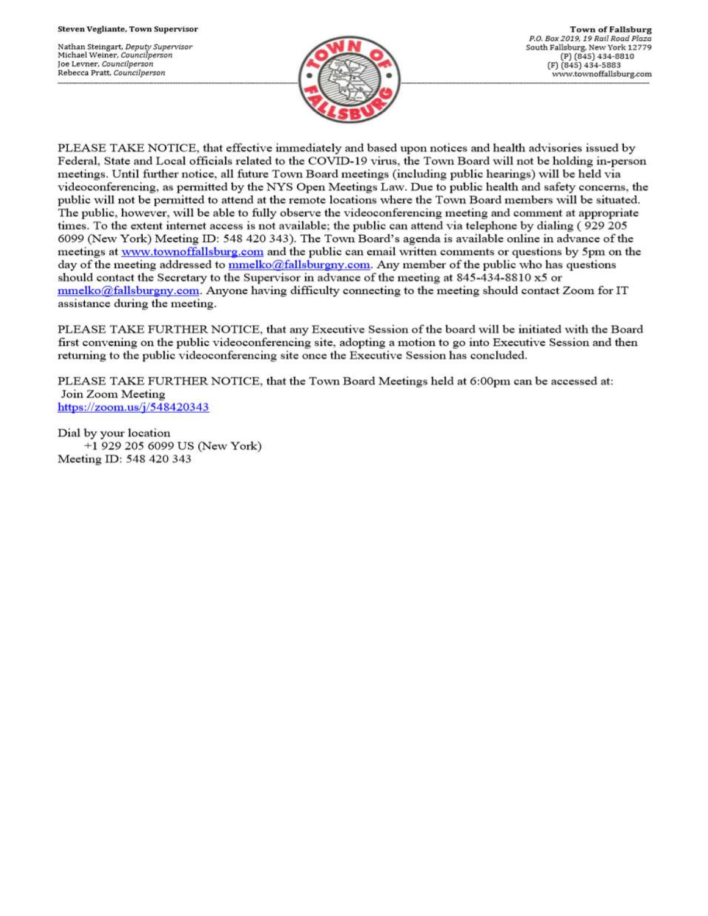**Steven Vegliante, Town Supervisor**

Nathan Steingart, *Deputy Supervisor*
Michael Weiner, *Councilperson*
Joe Levner, *Councilperson*
Rebecca Pratt, *Councilperson*

**Town of Fallsburg**
*P.O. Box 2019, 19 Rail Road Plaza*
South Fallsburg, New York 12779
(P) (845) 434-8810
(F) (845) 434-5883
www.townoffallsburg.com

PLEASE TAKE NOTICE, that effective immediately and based upon notices and health advisories issued by Federal, State and Local officials related to the COVID-19 virus, the Town Board will not be holding in-person meetings. Until further notice, all future Town Board meetings (including public hearings) will be held via videoconferencing, as permitted by the NYS Open Meetings Law. Due to public health and safety concerns, the public will not be permitted to attend at the remote locations where the Town Board members will be situated. The public, however, will be able to fully observe the videoconferencing meeting and comment at appropriate times. To the extent internet access is not available; the public can attend via telephone by dialing ( 929 205 6099 (New York) Meeting ID: 548 420 343). The Town Board's agenda is available online in advance of the meetings at www.townoffallsburg.com and the public can email written comments or questions by 5pm on the day of the meeting addressed to mmelko@fallsburgny.com. Any member of the public who has questions should contact the Secretary to the Supervisor in advance of the meeting at 845-434-8810 x5 or mmelko@fallsburgny.com. Anyone having difficulty connecting to the meeting should contact Zoom for IT assistance during the meeting.

PLEASE TAKE FURTHER NOTICE, that any Executive Session of the board will be initiated with the Board first convening on the public videoconferencing site, adopting a motion to go into Executive Session and then returning to the public videoconferencing site once the Executive Session has concluded.

PLEASE TAKE FURTHER NOTICE, that the Town Board Meetings held at 6:00pm can be accessed at:
Join Zoom Meeting
https://zoom.us/j/548420343

Dial by your location
+1 929 205 6099 US (New York)
Meeting ID: 548 420 343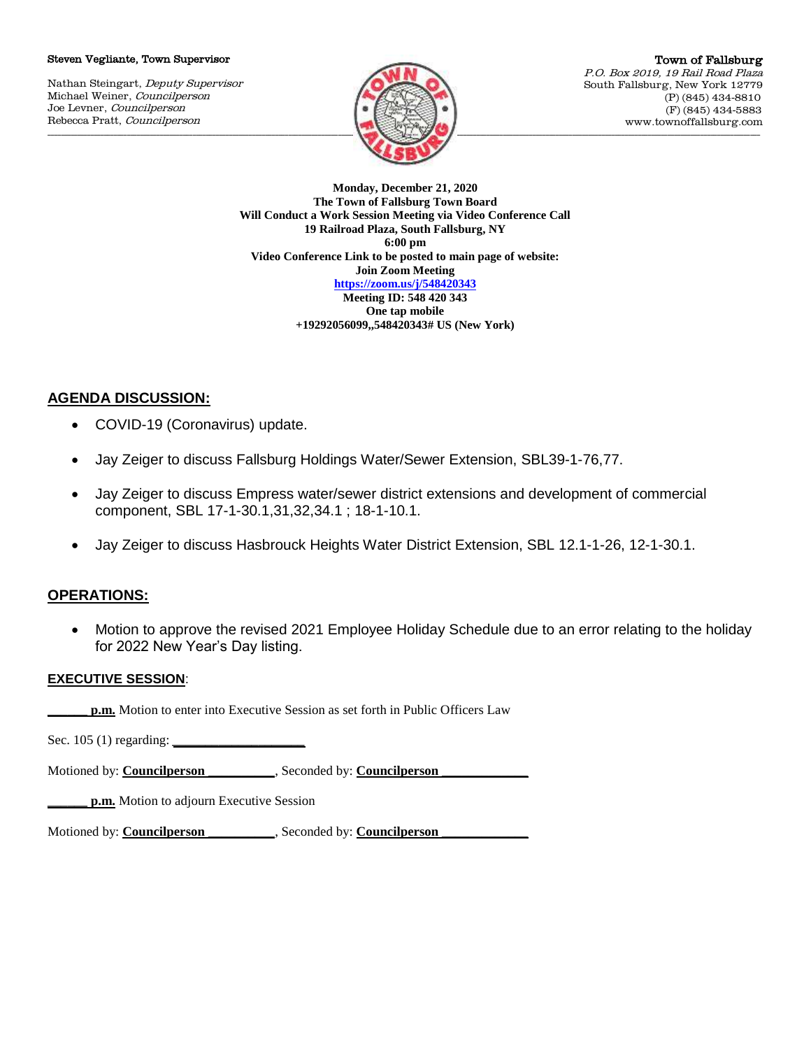Steven Vegliante, Town Supervisor

Nathan Steingart, *Deputy Supervisor*
Michael Weiner, *Councilperson*
Joe Levner, *Councilperson*
Rebecca Pratt, *Councilperson*

Town of Fallsburg
*P.O. Box 2019, 19 Rail Road Plaza*
South Fallsburg, New York 12779
(P) (845) 434-8810
(F) (845) 434-5883
www.townoffallsburg.com

**Monday, December 21, 2020**
**The Town of Fallsburg Town Board**
**Will Conduct a Work Session Meeting via Video Conference Call**
**19 Railroad Plaza, South Fallsburg, NY**
**6:00 pm**
**Video Conference Link to be posted to main page of website:**
**Join Zoom Meeting**
**https://zoom.us/j/548420343**
**Meeting ID: 548 420 343**
**One tap mobile**
**+19292056099,,548420343# US (New York)**

## AGENDA DISCUSSION:

- COVID-19 (Coronavirus) update.
- Jay Zeiger to discuss Fallsburg Holdings Water/Sewer Extension, SBL39-1-76,77.
- Jay Zeiger to discuss Empress water/sewer district extensions and development of commercial component, SBL 17-1-30.1,31,32,34.1 ; 18-1-10.1.
- Jay Zeiger to discuss Hasbrouck Heights Water District Extension, SBL 12.1-1-26, 12-1-30.1.

## OPERATIONS:

- Motion to approve the revised 2021 Employee Holiday Schedule due to an error relating to the holiday for 2022 New Year's Day listing.

**EXECUTIVE SESSION**:

**______ p.m.** Motion to enter into Executive Session as set forth in Public Officers Law

Sec. 105 (1) regarding: **____________________**

Motioned by: **Councilperson __________**, Seconded by: **Councilperson _____________**

**______ p.m.** Motion to adjourn Executive Session

Motioned by: **Councilperson __________**, Seconded by: **Councilperson _____________**